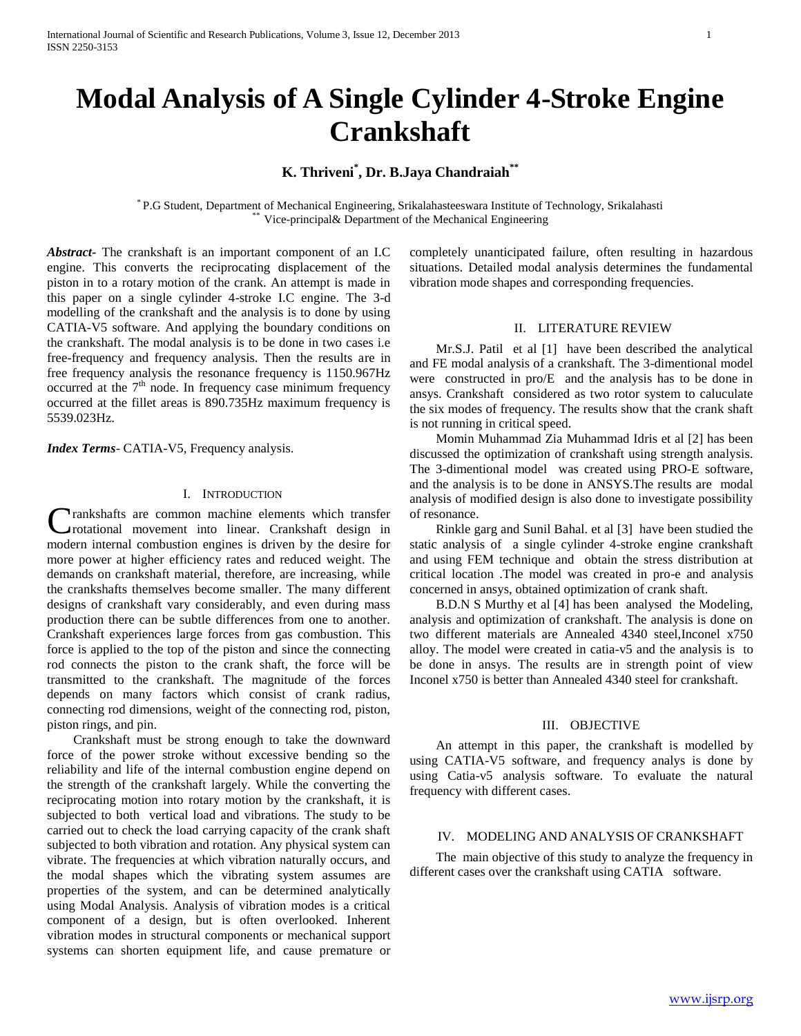# Modal Analysis of A Single Cylinder 4-Stroke Engine Crankshaft

**K. Thriveni*, Dr. B.Jaya Chandraiah****

* P.G Student, Department of Mechanical Engineering, Srikalahasteeswara Institute of Technology, Srikalahasti
** Vice-principal& Department of the Mechanical Engineering

***Abstract***- The crankshaft is an important component of an I.C engine. This converts the reciprocating displacement of the piston in to a rotary motion of the crank. An attempt is made in this paper on a single cylinder 4-stroke I.C engine. The 3-d modelling of the crankshaft and the analysis is to done by using CATIA-V5 software. And applying the boundary conditions on the crankshaft. The modal analysis is to be done in two cases i.e free-frequency and frequency analysis. Then the results are in free frequency analysis the resonance frequency is 1150.967Hz occurred at the $7^{th}$ node. In frequency case minimum frequency occurred at the fillet areas is 890.735Hz maximum frequency is 5539.023Hz.

***Index Terms***- CATIA-V5, Frequency analysis.

## I. Introduction

Crankshafts are common machine elements which transfer rotational movement into linear. Crankshaft design in modern internal combustion engines is driven by the desire for more power at higher efficiency rates and reduced weight. The demands on crankshaft material, therefore, are increasing, while the crankshafts themselves become smaller. The many different designs of crankshaft vary considerably, and even during mass production there can be subtle differences from one to another. Crankshaft experiences large forces from gas combustion. This force is applied to the top of the piston and since the connecting rod connects the piston to the crank shaft, the force will be transmitted to the crankshaft. The magnitude of the forces depends on many factors which consist of crank radius, connecting rod dimensions, weight of the connecting rod, piston, piston rings, and pin.

Crankshaft must be strong enough to take the downward force of the power stroke without excessive bending so the reliability and life of the internal combustion engine depend on the strength of the crankshaft largely. While the converting the reciprocating motion into rotary motion by the crankshaft, it is subjected to both vertical load and vibrations. The study to be carried out to check the load carrying capacity of the crank shaft subjected to both vibration and rotation. Any physical system can vibrate. The frequencies at which vibration naturally occurs, and the modal shapes which the vibrating system assumes are properties of the system, and can be determined analytically using Modal Analysis. Analysis of vibration modes is a critical component of a design, but is often overlooked. Inherent vibration modes in structural components or mechanical support systems can shorten equipment life, and cause premature or completely unanticipated failure, often resulting in hazardous situations. Detailed modal analysis determines the fundamental vibration mode shapes and corresponding frequencies.

## II. Literature Review

Mr.S.J. Patil et al [1] have been described the analytical and FE modal analysis of a crankshaft. The 3-dimentional model were constructed in pro/E and the analysis has to be done in ansys. Crankshaft considered as two rotor system to caluculate the six modes of frequency. The results show that the crank shaft is not running in critical speed.

Momin Muhammad Zia Muhammad Idris et al [2] has been discussed the optimization of crankshaft using strength analysis. The 3-dimentional model was created using PRO-E software, and the analysis is to be done in ANSYS.The results are modal analysis of modified design is also done to investigate possibility of resonance.

Rinkle garg and Sunil Bahal. et al [3] have been studied the static analysis of a single cylinder 4-stroke engine crankshaft and using FEM technique and obtain the stress distribution at critical location .The model was created in pro-e and analysis concerned in ansys, obtained optimization of crank shaft.

B.D.N S Murthy et al [4] has been analysed the Modeling, analysis and optimization of crankshaft. The analysis is done on two different materials are Annealed 4340 steel,Inconel x750 alloy. The model were created in catia-v5 and the analysis is to be done in ansys. The results are in strength point of view Inconel x750 is better than Annealed 4340 steel for crankshaft.

## III. Objective

An attempt in this paper, the crankshaft is modelled by using CATIA-V5 software, and frequency analys is done by using Catia-v5 analysis software. To evaluate the natural frequency with different cases.

## IV. Modeling and Analysis of Crankshaft

The main objective of this study to analyze the frequency in different cases over the crankshaft using CATIA software.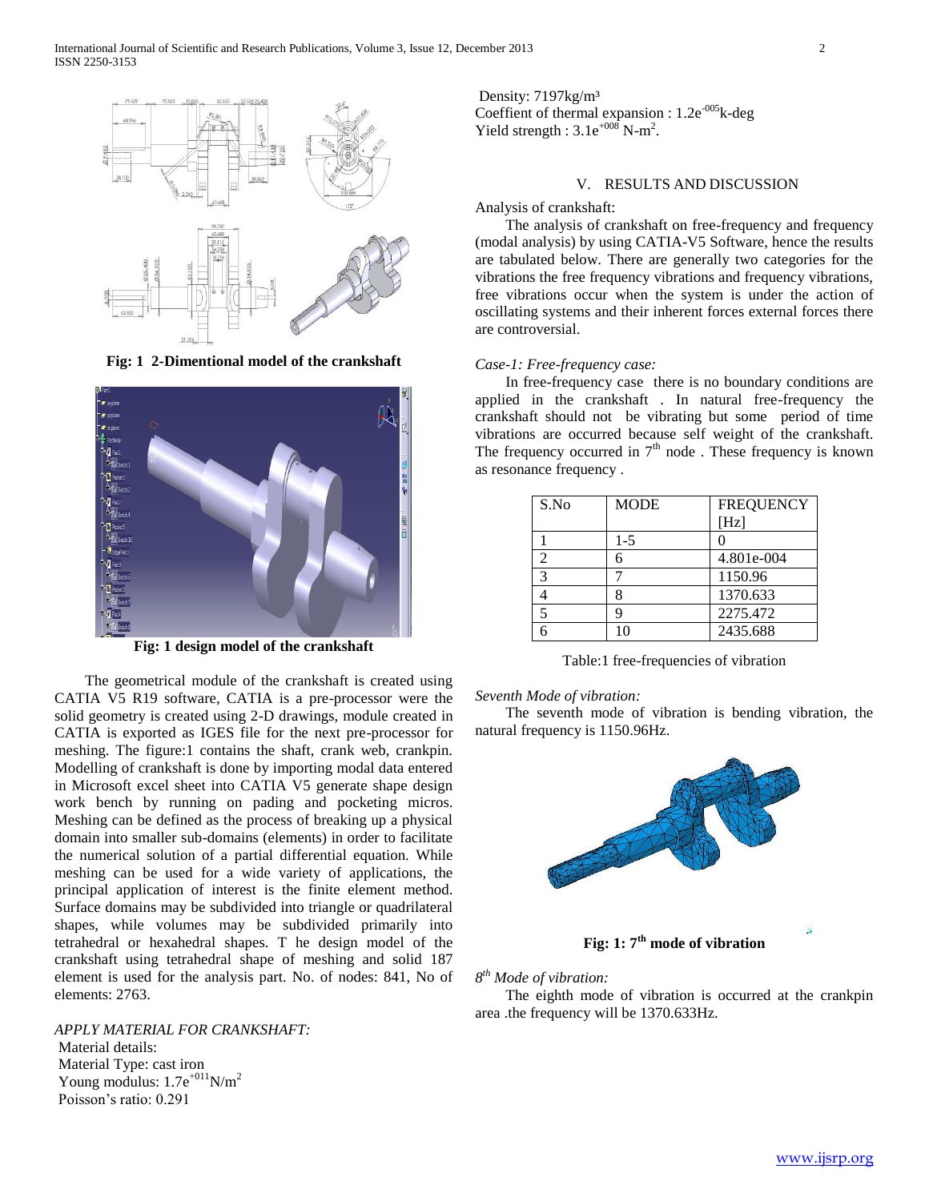Fig: 1 2-Dimentional model of the crankshaft

Fig: 1 design model of the crankshaft

The geometrical module of the crankshaft is created using CATIA V5 R19 software, CATIA is a pre-processor were the solid geometry is created using 2-D drawings, module created in CATIA is exported as IGES file for the next pre-processor for meshing. The figure:1 contains the shaft, crank web, crankpin. Modelling of crankshaft is done by importing modal data entered in Microsoft excel sheet into CATIA V5 generate shape design work bench by running on pading and pocketing micros. Meshing can be defined as the process of breaking up a physical domain into smaller sub-domains (elements) in order to facilitate the numerical solution of a partial differential equation. While meshing can be used for a wide variety of applications, the principal application of interest is the finite element method. Surface domains may be subdivided into triangle or quadrilateral shapes, while volumes may be subdivided primarily into tetrahedral or hexahedral shapes. T he design model of the crankshaft using tetrahedral shape of meshing and solid 187 element is used for the analysis part. No. of nodes: 841, No of elements: 2763.

*APPLY MATERIAL FOR CRANKSHAFT:*

Material details:
Material Type: cast iron
Young modulus: $1.7e^{+011}$N/m$^2$
Poisson's ratio: 0.291
Density: 7197kg/m³
Coeffient of thermal expansion : $1.2e^{-005}$k-deg
Yield strength : $3.1e^{+008}$ N-m$^2$.

## V. RESULTS AND DISCUSSION

Analysis of crankshaft:

The analysis of crankshaft on free-frequency and frequency (modal analysis) by using CATIA-V5 Software, hence the results are tabulated below. There are generally two categories for the vibrations the free frequency vibrations and frequency vibrations, free vibrations occur when the system is under the action of oscillating systems and their inherent forces external forces there are controversial.

*Case-1: Free-frequency case:*

In free-frequency case there is no boundary conditions are applied in the crankshaft . In natural free-frequency the crankshaft should not be vibrating but some period of time vibrations are occurred because self weight of the crankshaft. The frequency occurred in 7$^{th}$ node . These frequency is known as resonance frequency .

| S.No | MODE | FREQUENCY [Hz] |
|---|---|---|
| 1 | 1-5 | 0 |
| 2 | 6 | 4.801e-004 |
| 3 | 7 | 1150.96 |
| 4 | 8 | 1370.633 |
| 5 | 9 | 2275.472 |
| 6 | 10 | 2435.688 |

Table:1 free-frequencies of vibration

*Seventh Mode of vibration:*

The seventh mode of vibration is bending vibration, the natural frequency is 1150.96Hz.

**Fig: 1: 7$^{th}$ mode of vibration**

*8$^{th}$ Mode of vibration:*

The eighth mode of vibration is occurred at the crankpin area .the frequency will be 1370.633Hz.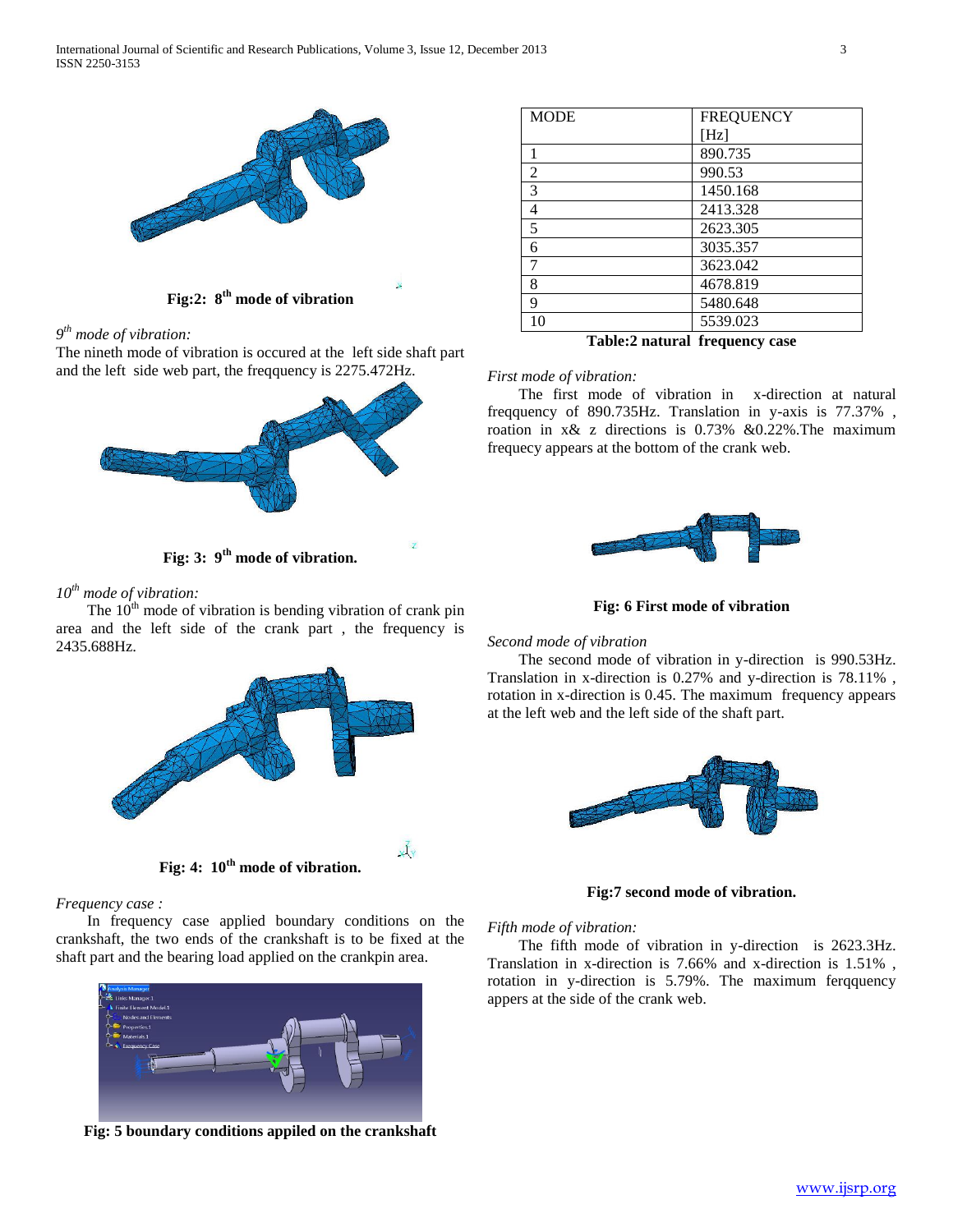Fig:2: 8th mode of vibration

*9th mode of vibration:*

The nineth mode of vibration is occured at the left side shaft part and the left side web part, the freqquency is 2275.472Hz.

Fig: 3: 9th mode of vibration.

*10th mode of vibration:*

The 10th mode of vibration is bending vibration of crank pin area and the left side of the crank part , the frequency is 2435.688Hz.

Fig: 4: 10th mode of vibration.

*Frequency case :*

In frequency case applied boundary conditions on the crankshaft, the two ends of the crankshaft is to be fixed at the shaft part and the bearing load applied on the crankpin area.

Fig: 5 boundary conditions appiled on the crankshaft

| MODE | FREQUENCY [Hz] |
|---|---|
| 1 | 890.735 |
| 2 | 990.53 |
| 3 | 1450.168 |
| 4 | 2413.328 |
| 5 | 2623.305 |
| 6 | 3035.357 |
| 7 | 3623.042 |
| 8 | 4678.819 |
| 9 | 5480.648 |
| 10 | 5539.023 |

**Table:2 natural frequency case**

*First mode of vibration:*

The first mode of vibration in x-direction at natural freqquency of 890.735Hz. Translation in y-axis is 77.37% , roation in x& z directions is 0.73% &0.22%.The maximum frequecy appears at the bottom of the crank web.

**Fig: 6 First mode of vibration**

*Second mode of vibration*

The second mode of vibration in y-direction is 990.53Hz. Translation in x-direction is 0.27% and y-direction is 78.11% , rotation in x-direction is 0.45. The maximum frequency appears at the left web and the left side of the shaft part.

**Fig:7 second mode of vibration.**

*Fifth mode of vibration:*

The fifth mode of vibration in y-direction is 2623.3Hz. Translation in x-direction is 7.66% and x-direction is 1.51% , rotation in y-direction is 5.79%. The maximum ferqquency appers at the side of the crank web.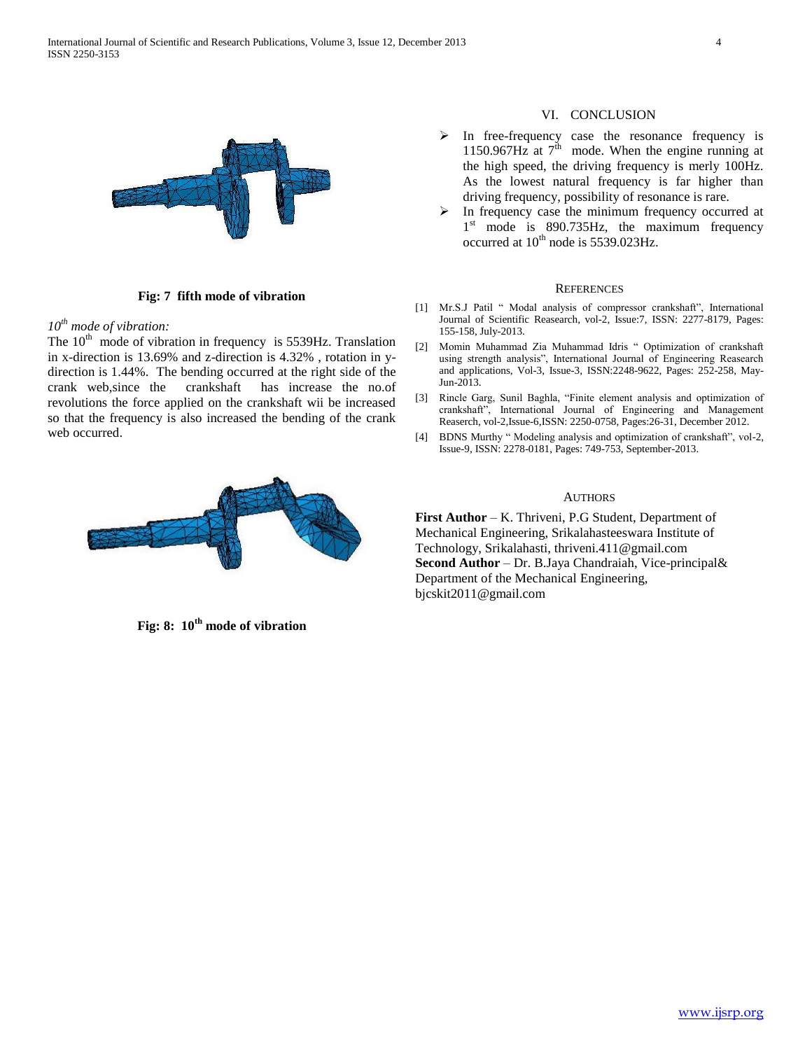Fig: 7 fifth mode of vibration

*$10^{th}$ mode of vibration:*

The $10^{th}$ mode of vibration in frequency is 5539Hz. Translation in x-direction is 13.69% and z-direction is 4.32% , rotation in y-direction is 1.44%. The bending occurred at the right side of the crank web,since the crankshaft has increase the no.of revolutions the force applied on the crankshaft wii be increased so that the frequency is also increased the bending of the crank web occurred.

Fig: 8: $10^{th}$ mode of vibration

## VI. CONCLUSION

- In free-frequency case the resonance frequency is 1150.967Hz at $7^{th}$ mode. When the engine running at the high speed, the driving frequency is merly 100Hz. As the lowest natural frequency is far higher than driving frequency, possibility of resonance is rare.
- In frequency case the minimum frequency occurred at $1^{st}$ mode is 890.735Hz, the maximum frequency occurred at $10^{th}$ node is 5539.023Hz.

## REFERENCES

[1] Mr.S.J Patil " Modal analysis of compressor crankshaft", International Journal of Scientific Reasearch, vol-2, Issue:7, ISSN: 2277-8179, Pages: 155-158, July-2013.

[2] Momin Muhammad Zia Muhammad Idris " Optimization of crankshaft using strength analysis", International Journal of Engineering Reasearch and applications, Vol-3, Issue-3, ISSN:2248-9622, Pages: 252-258, May-Jun-2013.

[3] Rincle Garg, Sunil Baghla, "Finite element analysis and optimization of crankshaft", International Journal of Engineering and Management Reaserch, vol-2,Issue-6,ISSN: 2250-0758, Pages:26-31, December 2012.

[4] BDNS Murthy " Modeling analysis and optimization of crankshaft", vol-2, Issue-9, ISSN: 2278-0181, Pages: 749-753, September-2013.

## AUTHORS

**First Author** – K. Thriveni, P.G Student, Department of Mechanical Engineering, Srikalahasteeswara Institute of Technology, Srikalahasti, thriveni.411@gmail.com

**Second Author** – Dr. B.Jaya Chandraiah, Vice-principal& Department of the Mechanical Engineering, bjcskit2011@gmail.com